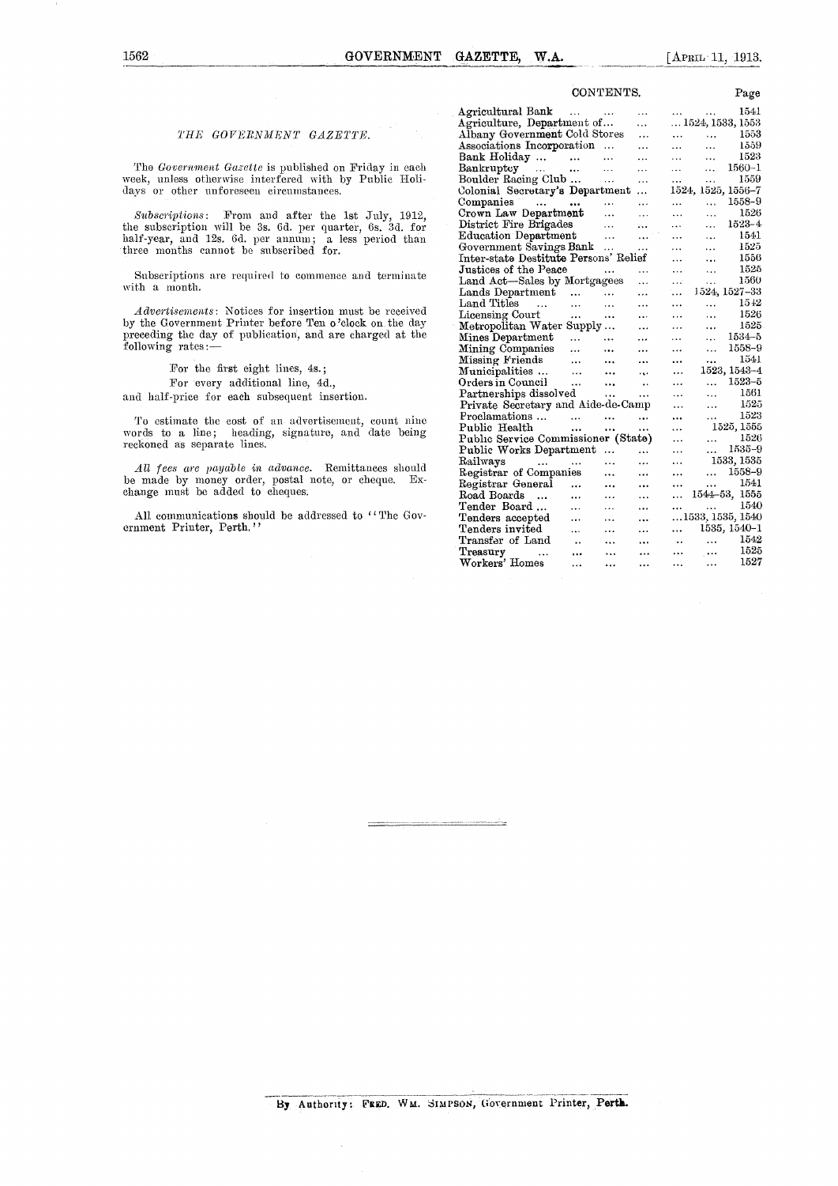*THE GOVERNMENT GAZETTE.*

The *Government Gazette* is published on Friday in each week, unless otherwise interfered with by Public Holidays or other unforeseen circumstances.

*Subscriptions*: From and after the 1st July, 1912, the subscription will be 3s. 6d. per quarter, 6s. 3d. for half-year, and 12s. 6d. per annum; a less period than three months cannot be subscribed for.

Subscriptions are required to commence and terminate with a month.

*Advertisements*: Notices for insertion must be received by the Government Printer before Ten o'clock on the day preceding the day of publication, and are charged at the following rates:—

For the first eight lines, 4s.;

For every additional line, 4d.,

and half-price for each subsequent insertion.

To estimate the cost of an advertisement, count nine words to a line; heading, signature, and date being reckoned as separate lines.

*All fees are payable in advance.* Remittances should be made by money order, postal note, or cheque. Exchange must be added to cheques.

All communications should be addressed to "The Government Printer, Perth."

## CONTENTS.

| | Page |
|---|---|
| Agricultural Bank | 1541 |
| Agriculture, Department of... | 1524, 1533, 1553 |
| Albany Government Cold Stores | 1553 |
| Associations Incorporation | 1559 |
| Bank Holiday | 1523 |
| Bankruptcy | 1560–1 |
| Boulder Racing Club | 1559 |
| Colonial Secretary's Department | 1524, 1525, 1556–7 |
| Companies | 1558–9 |
| Crown Law Department | 1526 |
| District Fire Brigades | 1523–4 |
| Education Department | 1541 |
| Government Savings Bank | 1525 |
| Inter-state Destitute Persons' Relief | 1556 |
| Justices of the Peace | 1525 |
| Land Act—Sales by Mortgagees | 1560 |
| Lands Department | 1524, 1527–33 |
| Land Titles | 1542 |
| Licensing Court | 1526 |
| Metropolitan Water Supply | 1525 |
| Mines Department | 1534–5 |
| Mining Companies | 1558–9 |
| Missing Friends | 1541 |
| Municipalities | 1523, 1543–4 |
| Orders in Council | 1523–5 |
| Partnerships dissolved | 1561 |
| Private Secretary and Aide-de-Camp | 1525 |
| Proclamations | 1523 |
| Public Health | 1525, 1555 |
| Public Service Commissioner (State) | 1526 |
| Public Works Department | 1535–9 |
| Railways | 1533, 1535 |
| Registrar of Companies | 1558–9 |
| Registrar General | 1541 |
| Road Boards | 1544–53, 1555 |
| Tender Board | 1540 |
| Tenders accepted | 1533, 1535, 1540 |
| Tenders invited | 1535, 1540–1 |
| Transfer of Land | 1542 |
| Treasury | 1525 |
| Workers' Homes | 1527 |

By Authority: FRED. WM. SIMPSON, Government Printer, Perth.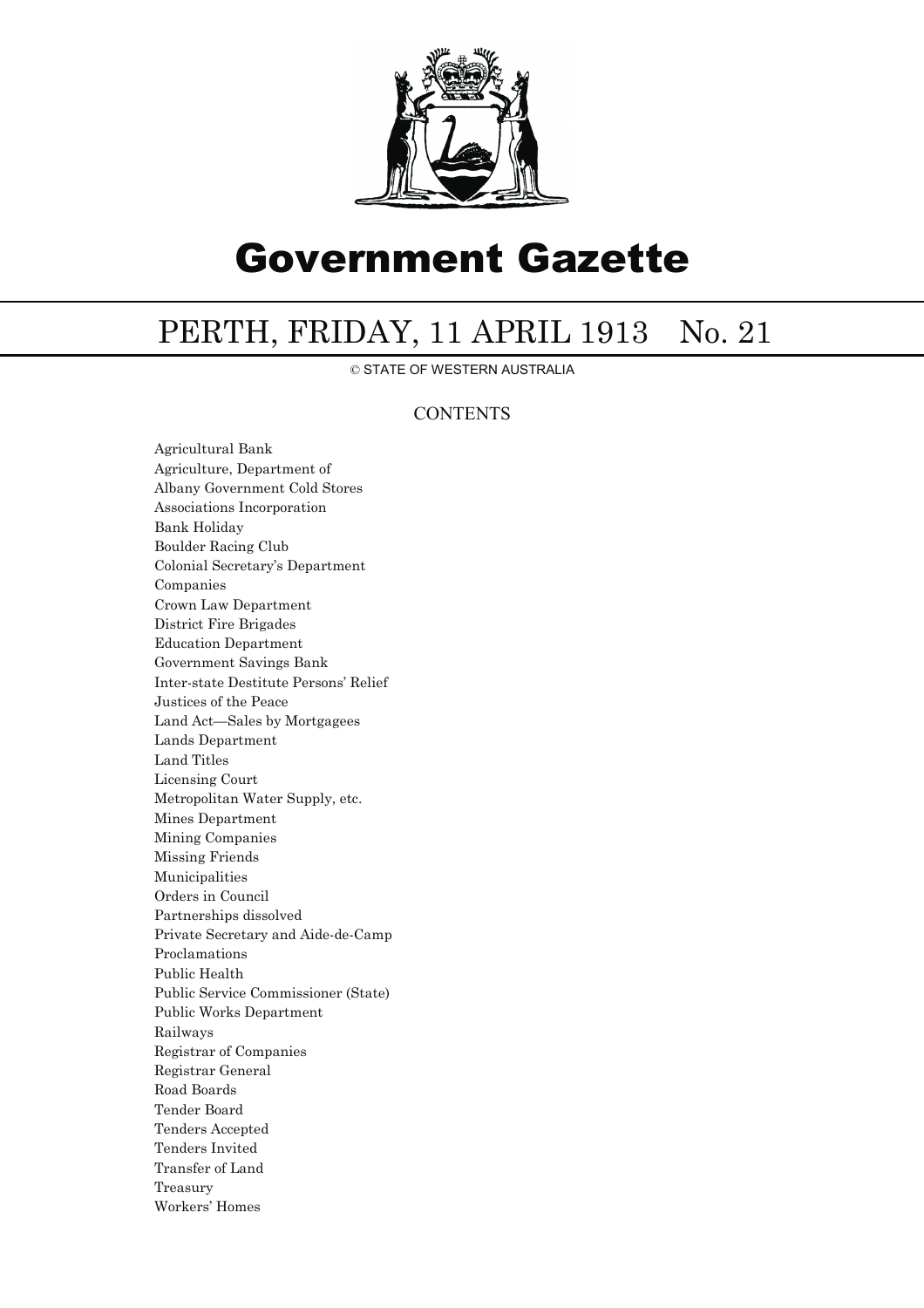# Government Gazette

## PERTH, FRIDAY, 11 APRIL 1913 No. 21

© STATE OF WESTERN AUSTRALIA

### CONTENTS

Agricultural Bank
Agriculture, Department of
Albany Government Cold Stores
Associations Incorporation
Bank Holiday
Boulder Racing Club
Colonial Secretary's Department
Companies
Crown Law Department
District Fire Brigades
Education Department
Government Savings Bank
Inter-state Destitute Persons' Relief
Justices of the Peace
Land Act—Sales by Mortgagees
Lands Department
Land Titles
Licensing Court
Metropolitan Water Supply, etc.
Mines Department
Mining Companies
Missing Friends
Municipalities
Orders in Council
Partnerships dissolved
Private Secretary and Aide-de-Camp
Proclamations
Public Health
Public Service Commissioner (State)
Public Works Department
Railways
Registrar of Companies
Registrar General
Road Boards
Tender Board
Tenders Accepted
Tenders Invited
Transfer of Land
Treasury
Workers' Homes